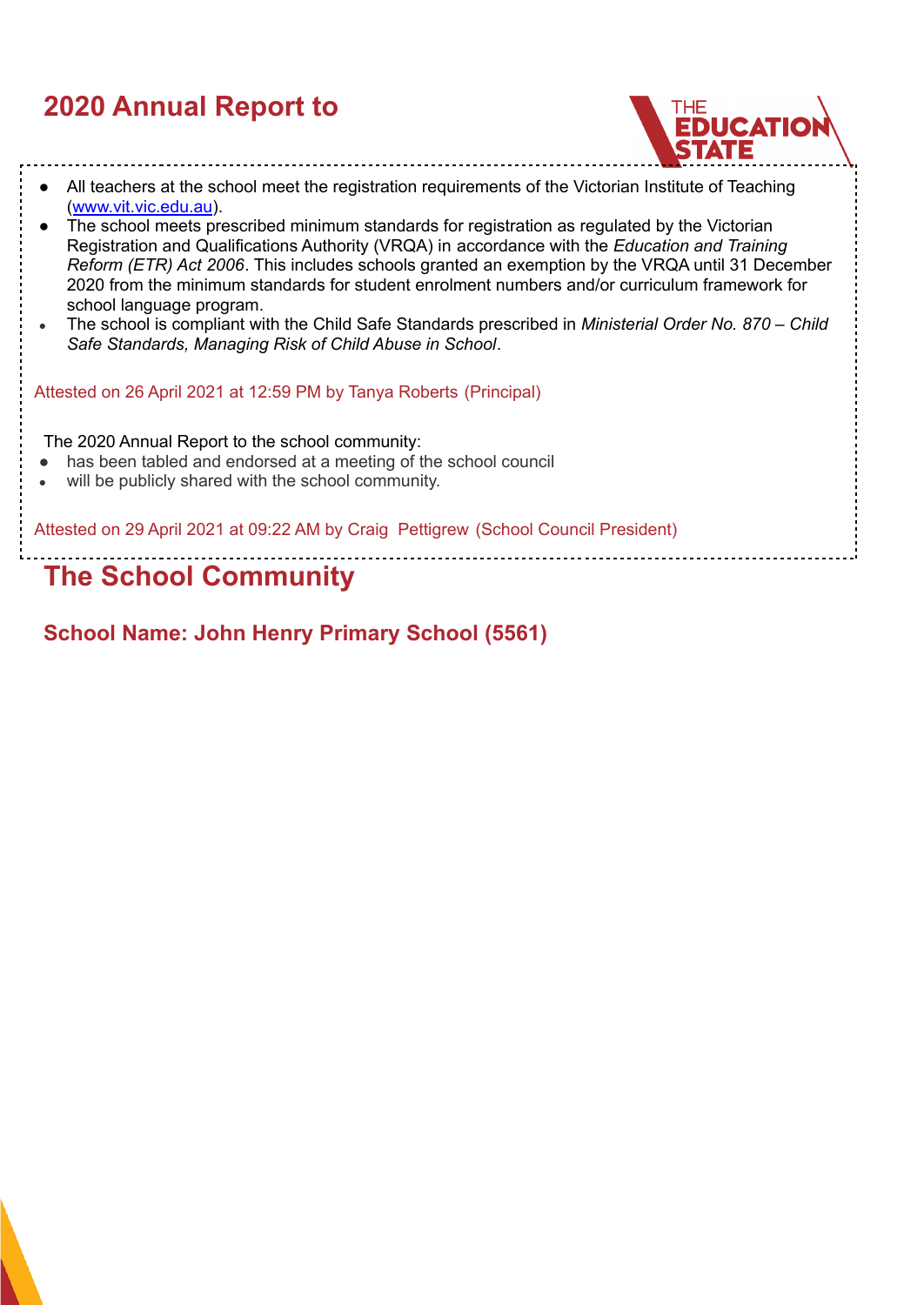# 2020 Annual Report to

- All teachers at the school meet the registration requirements of the Victorian Institute of Teaching ([www.vit.vic.edu.au](www.vit.vic.edu.au)).
- The school meets prescribed minimum standards for registration as regulated by the Victorian Registration and Qualifications Authority (VRQA) in accordance with the *Education and Training Reform (ETR) Act 2006*. This includes schools granted an exemption by the VRQA until 31 December 2020 from the minimum standards for student enrolment numbers and/or curriculum framework for school language program.
- The school is compliant with the Child Safe Standards prescribed in *Ministerial Order No. 870 – Child Safe Standards, Managing Risk of Child Abuse in School*.

Attested on 26 April 2021 at 12:59 PM by Tanya Roberts (Principal)

The 2020 Annual Report to the school community:

- has been tabled and endorsed at a meeting of the school council
- will be publicly shared with the school community.

Attested on 29 April 2021 at 09:22 AM by Craig Pettigrew (School Council President)

# The School Community

## School Name: John Henry Primary School (5561)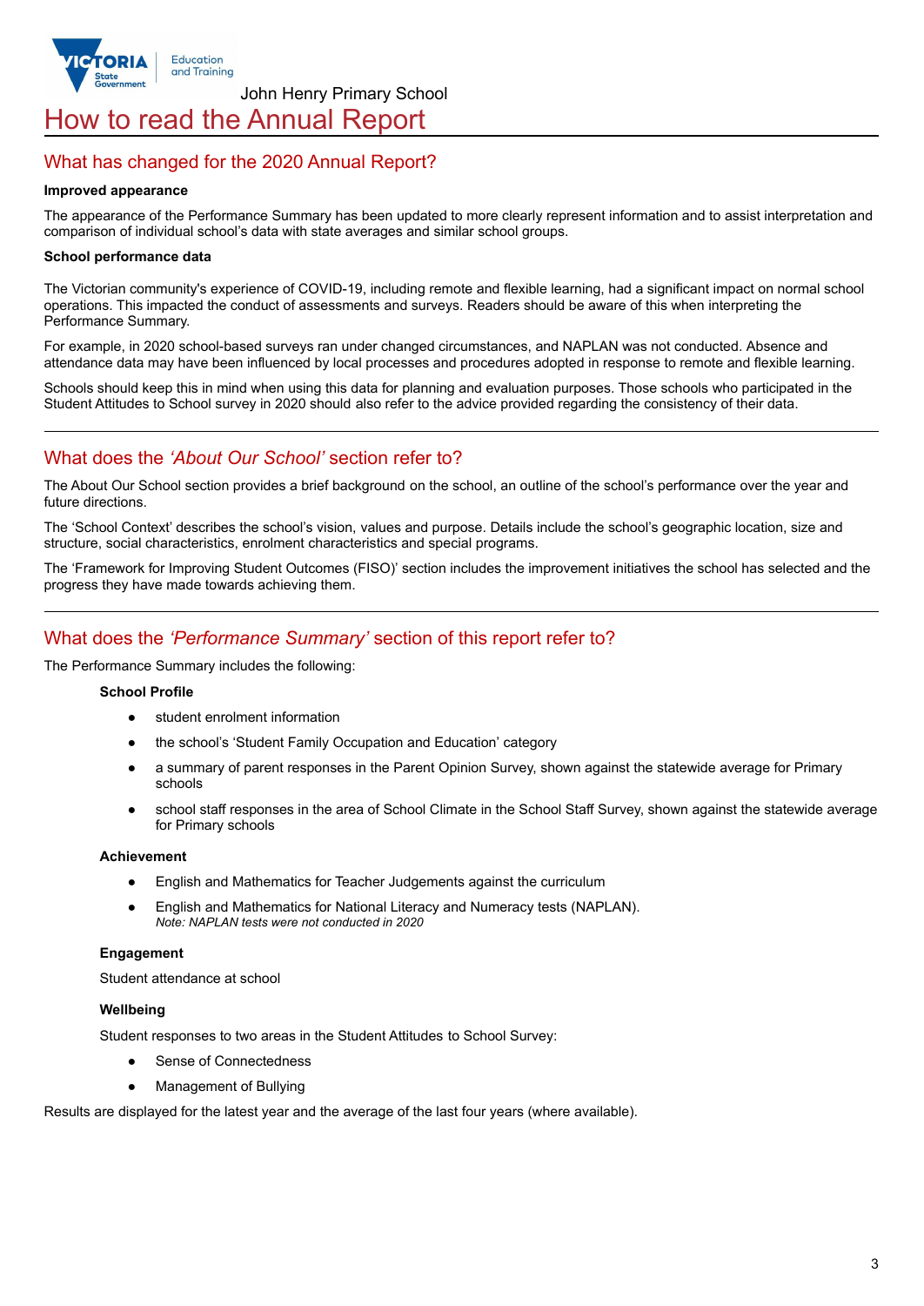John Henry Primary School

# How to read the Annual Report

## What has changed for the 2020 Annual Report?

**Improved appearance**

The appearance of the Performance Summary has been updated to more clearly represent information and to assist interpretation and comparison of individual school's data with state averages and similar school groups.

**School performance data**

The Victorian community's experience of COVID-19, including remote and flexible learning, had a significant impact on normal school operations. This impacted the conduct of assessments and surveys. Readers should be aware of this when interpreting the Performance Summary.

For example, in 2020 school-based surveys ran under changed circumstances, and NAPLAN was not conducted. Absence and attendance data may have been influenced by local processes and procedures adopted in response to remote and flexible learning.

Schools should keep this in mind when using this data for planning and evaluation purposes. Those schools who participated in the Student Attitudes to School survey in 2020 should also refer to the advice provided regarding the consistency of their data.

## What does the *'About Our School'* section refer to?

The About Our School section provides a brief background on the school, an outline of the school's performance over the year and future directions.

The 'School Context' describes the school's vision, values and purpose. Details include the school's geographic location, size and structure, social characteristics, enrolment characteristics and special programs.

The 'Framework for Improving Student Outcomes (FISO)' section includes the improvement initiatives the school has selected and the progress they have made towards achieving them.

## What does the *'Performance Summary'* section of this report refer to?

The Performance Summary includes the following:

**School Profile**

- student enrolment information
- the school's 'Student Family Occupation and Education' category
- a summary of parent responses in the Parent Opinion Survey, shown against the statewide average for Primary schools
- school staff responses in the area of School Climate in the School Staff Survey, shown against the statewide average for Primary schools

**Achievement**

- English and Mathematics for Teacher Judgements against the curriculum
- English and Mathematics for National Literacy and Numeracy tests (NAPLAN).
  *Note: NAPLAN tests were not conducted in 2020*

**Engagement**

Student attendance at school

**Wellbeing**

Student responses to two areas in the Student Attitudes to School Survey:

- Sense of Connectedness
- Management of Bullying

Results are displayed for the latest year and the average of the last four years (where available).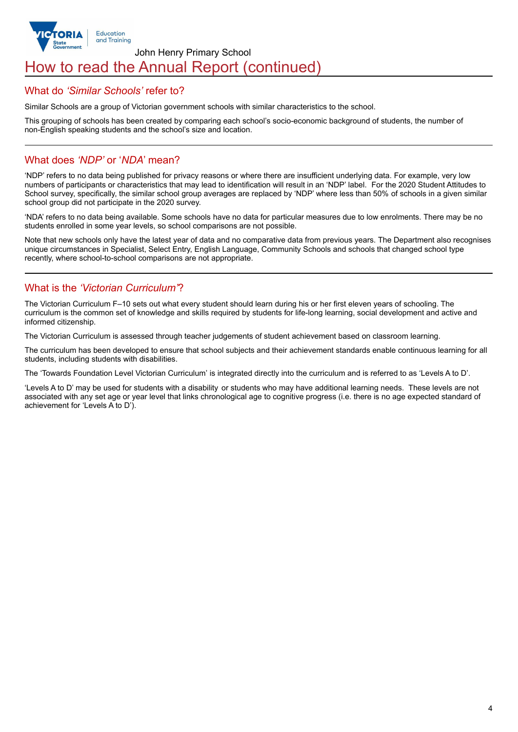# How to read the Annual Report (continued)

## What do *'Similar Schools'* refer to?

Similar Schools are a group of Victorian government schools with similar characteristics to the school.

This grouping of schools has been created by comparing each school's socio-economic background of students, the number of non-English speaking students and the school's size and location.

## What does *'NDP'* or '*NDA*' mean?

'NDP' refers to no data being published for privacy reasons or where there are insufficient underlying data. For example, very low numbers of participants or characteristics that may lead to identification will result in an 'NDP' label. For the 2020 Student Attitudes to School survey, specifically, the similar school group averages are replaced by 'NDP' where less than 50% of schools in a given similar school group did not participate in the 2020 survey.

'NDA' refers to no data being available. Some schools have no data for particular measures due to low enrolments. There may be no students enrolled in some year levels, so school comparisons are not possible.

Note that new schools only have the latest year of data and no comparative data from previous years. The Department also recognises unique circumstances in Specialist, Select Entry, English Language, Community Schools and schools that changed school type recently, where school-to-school comparisons are not appropriate.

## What is the *'Victorian Curriculum'*?

The Victorian Curriculum F–10 sets out what every student should learn during his or her first eleven years of schooling. The curriculum is the common set of knowledge and skills required by students for life-long learning, social development and active and informed citizenship.

The Victorian Curriculum is assessed through teacher judgements of student achievement based on classroom learning.

The curriculum has been developed to ensure that school subjects and their achievement standards enable continuous learning for all students, including students with disabilities.

The 'Towards Foundation Level Victorian Curriculum' is integrated directly into the curriculum and is referred to as 'Levels A to D'.

'Levels A to D' may be used for students with a disability or students who may have additional learning needs. These levels are not associated with any set age or year level that links chronological age to cognitive progress (i.e. there is no age expected standard of achievement for 'Levels A to D').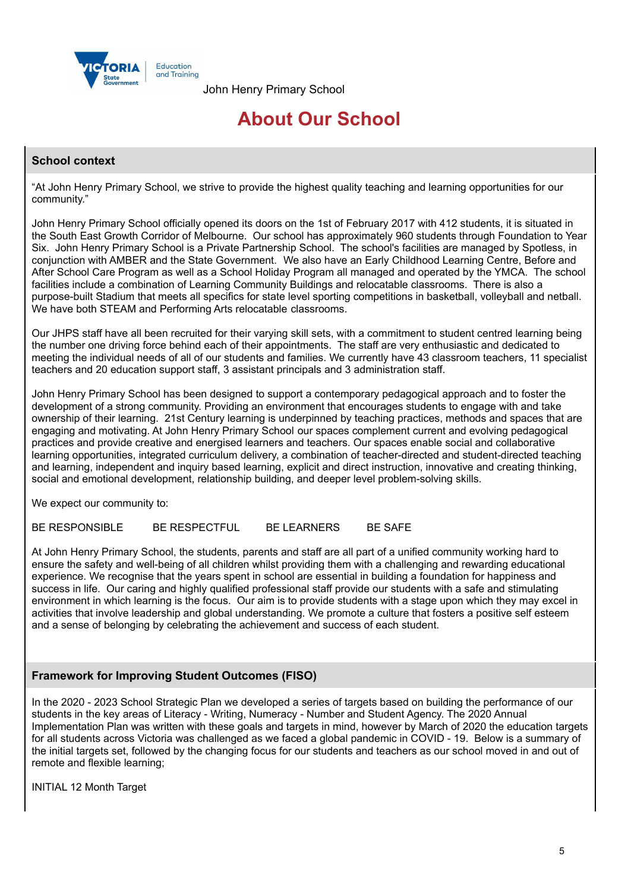John Henry Primary School

# About Our School

## School context

"At John Henry Primary School, we strive to provide the highest quality teaching and learning opportunities for our community."

John Henry Primary School officially opened its doors on the 1st of February 2017 with 412 students, it is situated in the South East Growth Corridor of Melbourne. Our school has approximately 960 students through Foundation to Year Six. John Henry Primary School is a Private Partnership School. The school's facilities are managed by Spotless, in conjunction with AMBER and the State Government. We also have an Early Childhood Learning Centre, Before and After School Care Program as well as a School Holiday Program all managed and operated by the YMCA. The school facilities include a combination of Learning Community Buildings and relocatable classrooms. There is also a purpose-built Stadium that meets all specifics for state level sporting competitions in basketball, volleyball and netball. We have both STEAM and Performing Arts relocatable classrooms.

Our JHPS staff have all been recruited for their varying skill sets, with a commitment to student centred learning being the number one driving force behind each of their appointments. The staff are very enthusiastic and dedicated to meeting the individual needs of all of our students and families. We currently have 43 classroom teachers, 11 specialist teachers and 20 education support staff, 3 assistant principals and 3 administration staff.

John Henry Primary School has been designed to support a contemporary pedagogical approach and to foster the development of a strong community. Providing an environment that encourages students to engage with and take ownership of their learning. 21st Century learning is underpinned by teaching practices, methods and spaces that are engaging and motivating. At John Henry Primary School our spaces complement current and evolving pedagogical practices and provide creative and energised learners and teachers. Our spaces enable social and collaborative learning opportunities, integrated curriculum delivery, a combination of teacher-directed and student-directed teaching and learning, independent and inquiry based learning, explicit and direct instruction, innovative and creating thinking, social and emotional development, relationship building, and deeper level problem-solving skills.

We expect our community to:

BE RESPONSIBLE BE RESPECTFUL BE LEARNERS BE SAFE

At John Henry Primary School, the students, parents and staff are all part of a unified community working hard to ensure the safety and well-being of all children whilst providing them with a challenging and rewarding educational experience. We recognise that the years spent in school are essential in building a foundation for happiness and success in life. Our caring and highly qualified professional staff provide our students with a safe and stimulating environment in which learning is the focus. Our aim is to provide students with a stage upon which they may excel in activities that involve leadership and global understanding. We promote a culture that fosters a positive self esteem and a sense of belonging by celebrating the achievement and success of each student.

## Framework for Improving Student Outcomes (FISO)

In the 2020 - 2023 School Strategic Plan we developed a series of targets based on building the performance of our students in the key areas of Literacy - Writing, Numeracy - Number and Student Agency. The 2020 Annual Implementation Plan was written with these goals and targets in mind, however by March of 2020 the education targets for all students across Victoria was challenged as we faced a global pandemic in COVID - 19. Below is a summary of the initial targets set, followed by the changing focus for our students and teachers as our school moved in and out of remote and flexible learning;

INITIAL 12 Month Target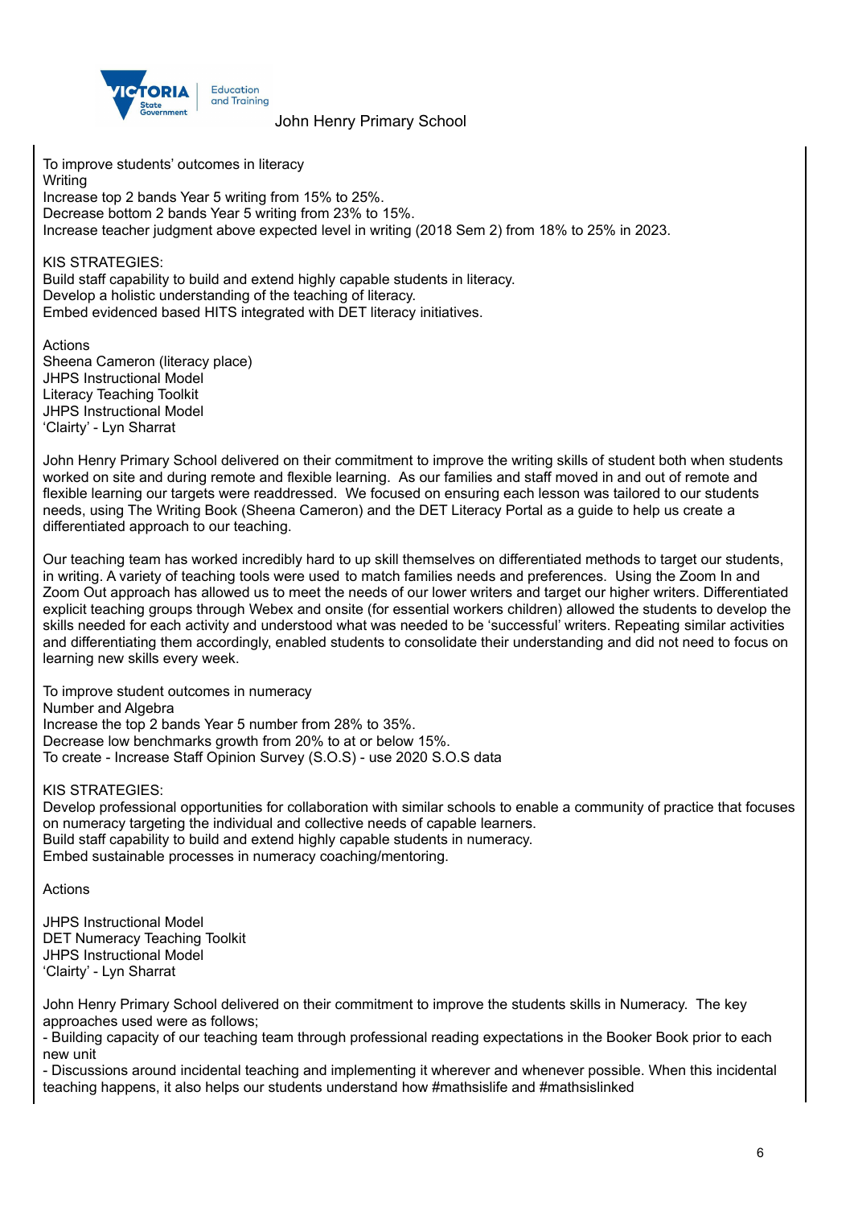To improve students' outcomes in literacy
Writing
Increase top 2 bands Year 5 writing from 15% to 25%.
Decrease bottom 2 bands Year 5 writing from 23% to 15%.
Increase teacher judgment above expected level in writing (2018 Sem 2) from 18% to 25% in 2023.

KIS STRATEGIES:
Build staff capability to build and extend highly capable students in literacy.
Develop a holistic understanding of the teaching of literacy.
Embed evidenced based HITS integrated with DET literacy initiatives.

Actions
Sheena Cameron (literacy place)
JHPS Instructional Model
Literacy Teaching Toolkit
JHPS Instructional Model
'Clairty' - Lyn Sharrat

John Henry Primary School delivered on their commitment to improve the writing skills of student both when students worked on site and during remote and flexible learning. As our families and staff moved in and out of remote and flexible learning our targets were readdressed. We focused on ensuring each lesson was tailored to our students needs, using The Writing Book (Sheena Cameron) and the DET Literacy Portal as a guide to help us create a differentiated approach to our teaching.

Our teaching team has worked incredibly hard to up skill themselves on differentiated methods to target our students, in writing. A variety of teaching tools were used to match families needs and preferences. Using the Zoom In and Zoom Out approach has allowed us to meet the needs of our lower writers and target our higher writers. Differentiated explicit teaching groups through Webex and onsite (for essential workers children) allowed the students to develop the skills needed for each activity and understood what was needed to be 'successful' writers. Repeating similar activities and differentiating them accordingly, enabled students to consolidate their understanding and did not need to focus on learning new skills every week.

To improve student outcomes in numeracy
Number and Algebra
Increase the top 2 bands Year 5 number from 28% to 35%.
Decrease low benchmarks growth from 20% to at or below 15%.
To create - Increase Staff Opinion Survey (S.O.S) - use 2020 S.O.S data

KIS STRATEGIES:
Develop professional opportunities for collaboration with similar schools to enable a community of practice that focuses on numeracy targeting the individual and collective needs of capable learners.
Build staff capability to build and extend highly capable students in numeracy.
Embed sustainable processes in numeracy coaching/mentoring.

Actions

JHPS Instructional Model
DET Numeracy Teaching Toolkit
JHPS Instructional Model
'Clairty' - Lyn Sharrat

John Henry Primary School delivered on their commitment to improve the students skills in Numeracy. The key approaches used were as follows;
- Building capacity of our teaching team through professional reading expectations in the Booker Book prior to each new unit
- Discussions around incidental teaching and implementing it wherever and whenever possible. When this incidental teaching happens, it also helps our students understand how #mathsislife and #mathsislinked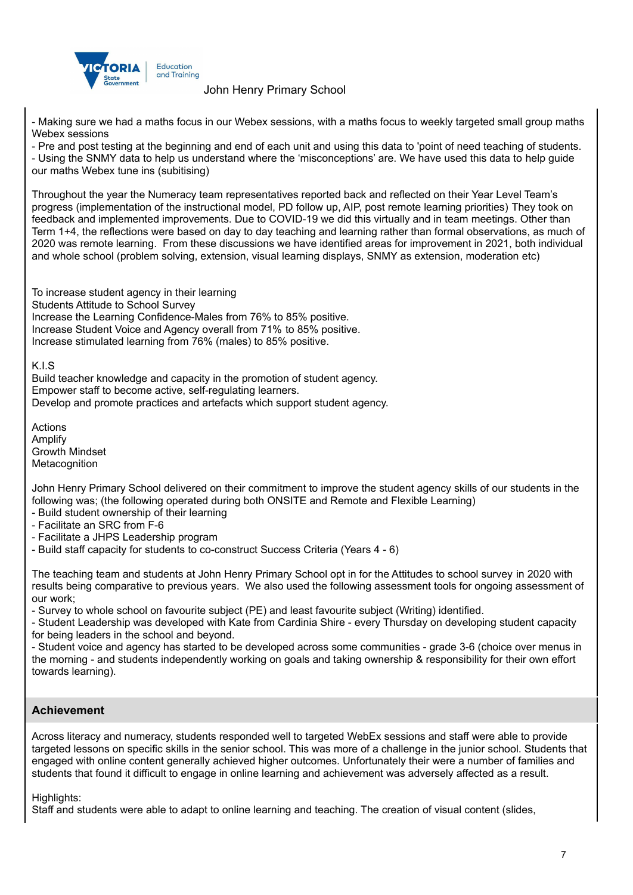- Making sure we had a maths focus in our Webex sessions, with a maths focus to weekly targeted small group maths Webex sessions
- Pre and post testing at the beginning and end of each unit and using this data to 'point of need teaching of students.
- Using the SNMY data to help us understand where the 'misconceptions' are. We have used this data to help guide our maths Webex tune ins (subitising)

Throughout the year the Numeracy team representatives reported back and reflected on their Year Level Team's progress (implementation of the instructional model, PD follow up, AIP, post remote learning priorities) They took on feedback and implemented improvements. Due to COVID-19 we did this virtually and in team meetings. Other than Term 1+4, the reflections were based on day to day teaching and learning rather than formal observations, as much of 2020 was remote learning. From these discussions we have identified areas for improvement in 2021, both individual and whole school (problem solving, extension, visual learning displays, SNMY as extension, moderation etc)

To increase student agency in their learning
Students Attitude to School Survey
Increase the Learning Confidence-Males from 76% to 85% positive.
Increase Student Voice and Agency overall from 71% to 85% positive.
Increase stimulated learning from 76% (males) to 85% positive.

K.I.S
Build teacher knowledge and capacity in the promotion of student agency.
Empower staff to become active, self-regulating learners.
Develop and promote practices and artefacts which support student agency.

Actions
Amplify
Growth Mindset
Metacognition

John Henry Primary School delivered on their commitment to improve the student agency skills of our students in the following was; (the following operated during both ONSITE and Remote and Flexible Learning)
- Build student ownership of their learning
- Facilitate an SRC from F-6
- Facilitate a JHPS Leadership program
- Build staff capacity for students to co-construct Success Criteria (Years 4 - 6)

The teaching team and students at John Henry Primary School opt in for the Attitudes to school survey in 2020 with results being comparative to previous years. We also used the following assessment tools for ongoing assessment of our work;
- Survey to whole school on favourite subject (PE) and least favourite subject (Writing) identified.
- Student Leadership was developed with Kate from Cardinia Shire - every Thursday on developing student capacity for being leaders in the school and beyond.
- Student voice and agency has started to be developed across some communities - grade 3-6 (choice over menus in the morning - and students independently working on goals and taking ownership & responsibility for their own effort towards learning).

## Achievement

Across literacy and numeracy, students responded well to targeted WebEx sessions and staff were able to provide targeted lessons on specific skills in the senior school. This was more of a challenge in the junior school. Students that engaged with online content generally achieved higher outcomes. Unfortunately their were a number of families and students that found it difficult to engage in online learning and achievement was adversely affected as a result.

Highlights:
Staff and students were able to adapt to online learning and teaching. The creation of visual content (slides,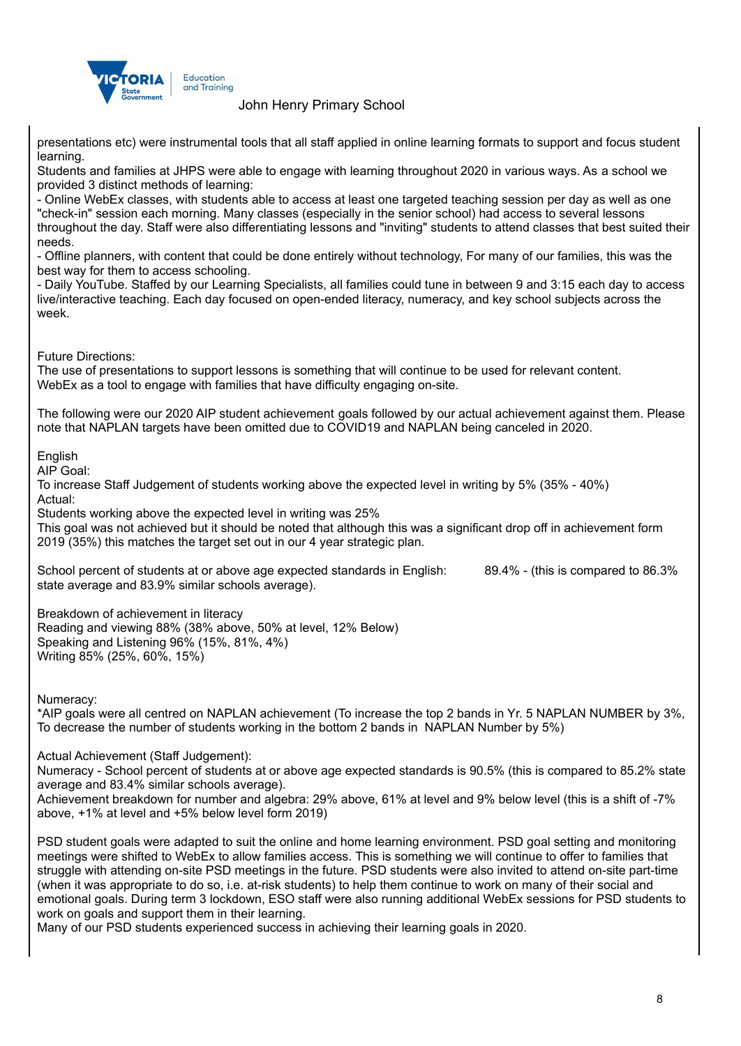presentations etc) were instrumental tools that all staff applied in online learning formats to support and focus student learning.
Students and families at JHPS were able to engage with learning throughout 2020 in various ways. As a school we provided 3 distinct methods of learning:
- Online WebEx classes, with students able to access at least one targeted teaching session per day as well as one "check-in" session each morning. Many classes (especially in the senior school) had access to several lessons throughout the day. Staff were also differentiating lessons and "inviting" students to attend classes that best suited their needs.
- Offline planners, with content that could be done entirely without technology, For many of our families, this was the best way for them to access schooling.
- Daily YouTube. Staffed by our Learning Specialists, all families could tune in between 9 and 3:15 each day to access live/interactive teaching. Each day focused on open-ended literacy, numeracy, and key school subjects across the week.

Future Directions:
The use of presentations to support lessons is something that will continue to be used for relevant content.
WebEx as a tool to engage with families that have difficulty engaging on-site.

The following were our 2020 AIP student achievement goals followed by our actual achievement against them. Please note that NAPLAN targets have been omitted due to COVID19 and NAPLAN being canceled in 2020.

English
AIP Goal:
To increase Staff Judgement of students working above the expected level in writing by 5% (35% - 40%)
Actual:
Students working above the expected level in writing was 25%
This goal was not achieved but it should be noted that although this was a significant drop off in achievement form 2019 (35%) this matches the target set out in our 4 year strategic plan.

School percent of students at or above age expected standards in English: 89.4% - (this is compared to 86.3% state average and 83.9% similar schools average).

Breakdown of achievement in literacy
Reading and viewing 88% (38% above, 50% at level, 12% Below)
Speaking and Listening 96% (15%, 81%, 4%)
Writing 85% (25%, 60%, 15%)

Numeracy:
*AIP goals were all centred on NAPLAN achievement (To increase the top 2 bands in Yr. 5 NAPLAN NUMBER by 3%, To decrease the number of students working in the bottom 2 bands in NAPLAN Number by 5%)

Actual Achievement (Staff Judgement):
Numeracy - School percent of students at or above age expected standards is 90.5% (this is compared to 85.2% state average and 83.4% similar schools average).
Achievement breakdown for number and algebra: 29% above, 61% at level and 9% below level (this is a shift of -7% above, +1% at level and +5% below level form 2019)

PSD student goals were adapted to suit the online and home learning environment. PSD goal setting and monitoring meetings were shifted to WebEx to allow families access. This is something we will continue to offer to families that struggle with attending on-site PSD meetings in the future. PSD students were also invited to attend on-site part-time (when it was appropriate to do so, i.e. at-risk students) to help them continue to work on many of their social and emotional goals. During term 3 lockdown, ESO staff were also running additional WebEx sessions for PSD students to work on goals and support them in their learning.
Many of our PSD students experienced success in achieving their learning goals in 2020.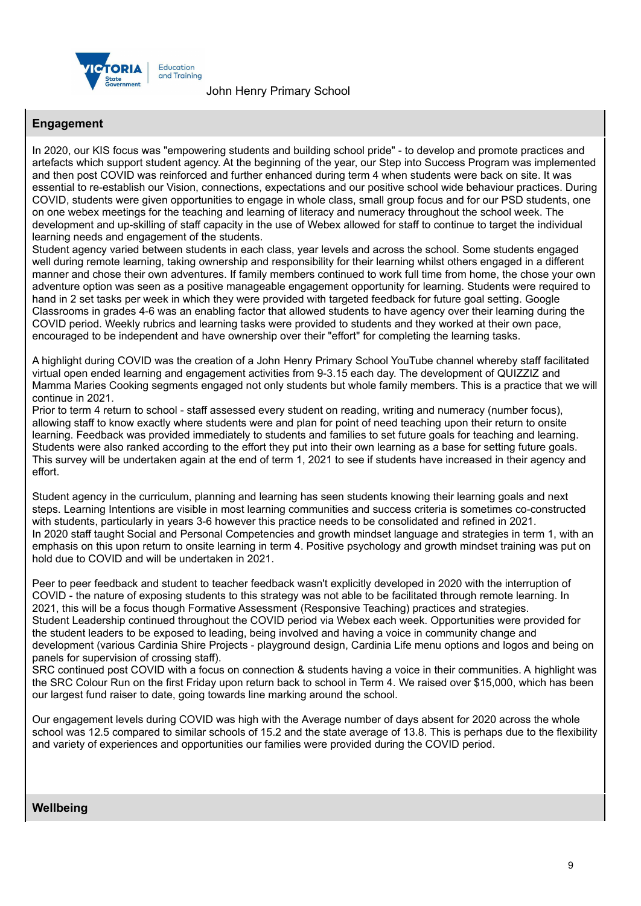## Engagement

In 2020, our KIS focus was "empowering students and building school pride" - to develop and promote practices and artefacts which support student agency. At the beginning of the year, our Step into Success Program was implemented and then post COVID was reinforced and further enhanced during term 4 when students were back on site. It was essential to re-establish our Vision, connections, expectations and our positive school wide behaviour practices. During COVID, students were given opportunities to engage in whole class, small group focus and for our PSD students, one on one webex meetings for the teaching and learning of literacy and numeracy throughout the school week. The development and up-skilling of staff capacity in the use of Webex allowed for staff to continue to target the individual learning needs and engagement of the students.
Student agency varied between students in each class, year levels and across the school. Some students engaged well during remote learning, taking ownership and responsibility for their learning whilst others engaged in a different manner and chose their own adventures. If family members continued to work full time from home, the chose your own adventure option was seen as a positive manageable engagement opportunity for learning. Students were required to hand in 2 set tasks per week in which they were provided with targeted feedback for future goal setting. Google Classrooms in grades 4-6 was an enabling factor that allowed students to have agency over their learning during the COVID period. Weekly rubrics and learning tasks were provided to students and they worked at their own pace, encouraged to be independent and have ownership over their "effort" for completing the learning tasks.

A highlight during COVID was the creation of a John Henry Primary School YouTube channel whereby staff facilitated virtual open ended learning and engagement activities from 9-3.15 each day. The development of QUIZZIZ and Mamma Maries Cooking segments engaged not only students but whole family members. This is a practice that we will continue in 2021.
Prior to term 4 return to school - staff assessed every student on reading, writing and numeracy (number focus), allowing staff to know exactly where students were and plan for point of need teaching upon their return to onsite learning. Feedback was provided immediately to students and families to set future goals for teaching and learning. Students were also ranked according to the effort they put into their own learning as a base for setting future goals. This survey will be undertaken again at the end of term 1, 2021 to see if students have increased in their agency and effort.

Student agency in the curriculum, planning and learning has seen students knowing their learning goals and next steps. Learning Intentions are visible in most learning communities and success criteria is sometimes co-constructed with students, particularly in years 3-6 however this practice needs to be consolidated and refined in 2021.
In 2020 staff taught Social and Personal Competencies and growth mindset language and strategies in term 1, with an emphasis on this upon return to onsite learning in term 4. Positive psychology and growth mindset training was put on hold due to COVID and will be undertaken in 2021.

Peer to peer feedback and student to teacher feedback wasn't explicitly developed in 2020 with the interruption of COVID - the nature of exposing students to this strategy was not able to be facilitated through remote learning. In 2021, this will be a focus though Formative Assessment (Responsive Teaching) practices and strategies.
Student Leadership continued throughout the COVID period via Webex each week. Opportunities were provided for the student leaders to be exposed to leading, being involved and having a voice in community change and development (various Cardinia Shire Projects - playground design, Cardinia Life menu options and logos and being on panels for supervision of crossing staff).
SRC continued post COVID with a focus on connection & students having a voice in their communities. A highlight was the SRC Colour Run on the first Friday upon return back to school in Term 4. We raised over $15,000, which has been our largest fund raiser to date, going towards line marking around the school.

Our engagement levels during COVID was high with the Average number of days absent for 2020 across the whole school was 12.5 compared to similar schools of 15.2 and the state average of 13.8. This is perhaps due to the flexibility and variety of experiences and opportunities our families were provided during the COVID period.

## Wellbeing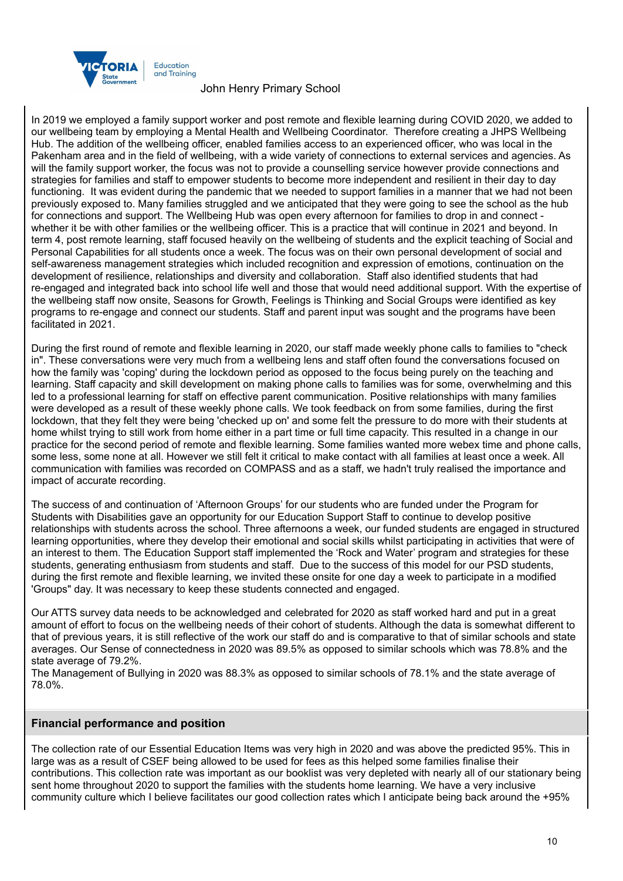In 2019 we employed a family support worker and post remote and flexible learning during COVID 2020, we added to our wellbeing team by employing a Mental Health and Wellbeing Coordinator. Therefore creating a JHPS Wellbeing Hub. The addition of the wellbeing officer, enabled families access to an experienced officer, who was local in the Pakenham area and in the field of wellbeing, with a wide variety of connections to external services and agencies. As will the family support worker, the focus was not to provide a counselling service however provide connections and strategies for families and staff to empower students to become more independent and resilient in their day to day functioning. It was evident during the pandemic that we needed to support families in a manner that we had not been previously exposed to. Many families struggled and we anticipated that they were going to see the school as the hub for connections and support. The Wellbeing Hub was open every afternoon for families to drop in and connect - whether it be with other families or the wellbeing officer. This is a practice that will continue in 2021 and beyond. In term 4, post remote learning, staff focused heavily on the wellbeing of students and the explicit teaching of Social and Personal Capabilities for all students once a week. The focus was on their own personal development of social and self-awareness management strategies which included recognition and expression of emotions, continuation on the development of resilience, relationships and diversity and collaboration. Staff also identified students that had re-engaged and integrated back into school life well and those that would need additional support. With the expertise of the wellbeing staff now onsite, Seasons for Growth, Feelings is Thinking and Social Groups were identified as key programs to re-engage and connect our students. Staff and parent input was sought and the programs have been facilitated in 2021.

During the first round of remote and flexible learning in 2020, our staff made weekly phone calls to families to "check in". These conversations were very much from a wellbeing lens and staff often found the conversations focused on how the family was 'coping' during the lockdown period as opposed to the focus being purely on the teaching and learning. Staff capacity and skill development on making phone calls to families was for some, overwhelming and this led to a professional learning for staff on effective parent communication. Positive relationships with many families were developed as a result of these weekly phone calls. We took feedback on from some families, during the first lockdown, that they felt they were being 'checked up on' and some felt the pressure to do more with their students at home whilst trying to still work from home either in a part time or full time capacity. This resulted in a change in our practice for the second period of remote and flexible learning. Some families wanted more webex time and phone calls, some less, some none at all. However we still felt it critical to make contact with all families at least once a week. All communication with families was recorded on COMPASS and as a staff, we hadn't truly realised the importance and impact of accurate recording.

The success of and continuation of 'Afternoon Groups' for our students who are funded under the Program for Students with Disabilities gave an opportunity for our Education Support Staff to continue to develop positive relationships with students across the school. Three afternoons a week, our funded students are engaged in structured learning opportunities, where they develop their emotional and social skills whilst participating in activities that were of an interest to them. The Education Support staff implemented the 'Rock and Water' program and strategies for these students, generating enthusiasm from students and staff. Due to the success of this model for our PSD students, during the first remote and flexible learning, we invited these onsite for one day a week to participate in a modified 'Groups" day. It was necessary to keep these students connected and engaged.

Our ATTS survey data needs to be acknowledged and celebrated for 2020 as staff worked hard and put in a great amount of effort to focus on the wellbeing needs of their cohort of students. Although the data is somewhat different to that of previous years, it is still reflective of the work our staff do and is comparative to that of similar schools and state averages. Our Sense of connectedness in 2020 was 89.5% as opposed to similar schools which was 78.8% and the state average of 79.2%.
The Management of Bullying in 2020 was 88.3% as opposed to similar schools of 78.1% and the state average of 78.0%.

## Financial performance and position

The collection rate of our Essential Education Items was very high in 2020 and was above the predicted 95%. This in large was as a result of CSEF being allowed to be used for fees as this helped some families finalise their contributions. This collection rate was important as our booklist was very depleted with nearly all of our stationary being sent home throughout 2020 to support the families with the students home learning. We have a very inclusive community culture which I believe facilitates our good collection rates which I anticipate being back around the +95%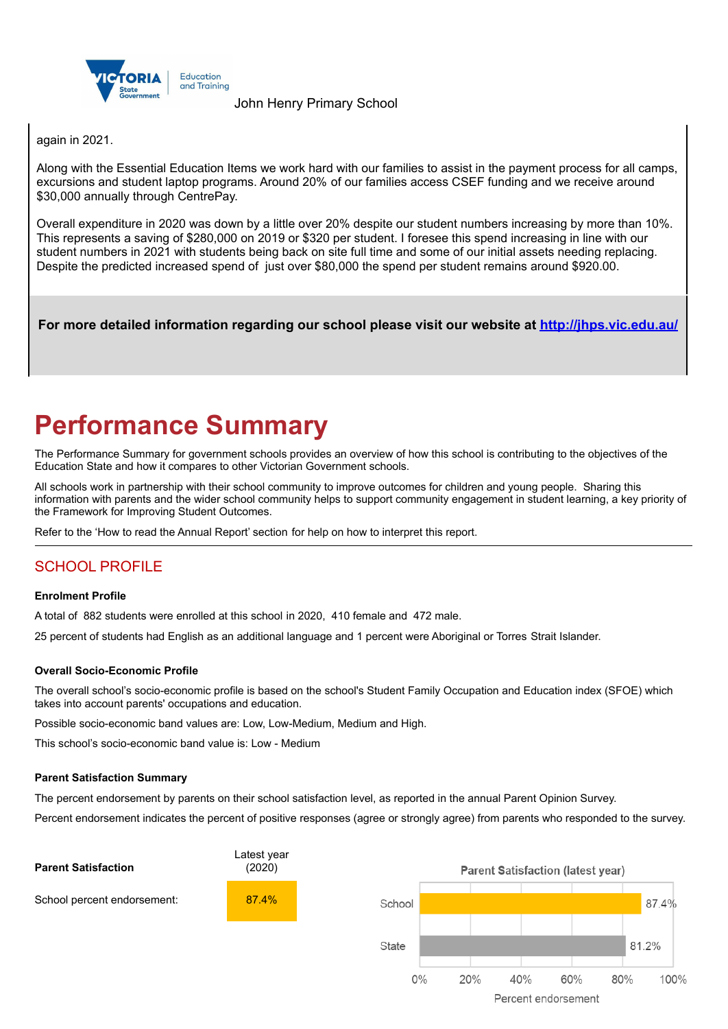again in 2021.

Along with the Essential Education Items we work hard with our families to assist in the payment process for all camps, excursions and student laptop programs. Around 20% of our families access CSEF funding and we receive around $30,000 annually through CentrePay.

Overall expenditure in 2020 was down by a little over 20% despite our student numbers increasing by more than 10%. This represents a saving of $280,000 on 2019 or $320 per student. I foresee this spend increasing in line with our student numbers in 2021 with students being back on site full time and some of our initial assets needing replacing. Despite the predicted increased spend of just over $80,000 the spend per student remains around $920.00.

**For more detailed information regarding our school please visit our website at [http://jhps.vic.edu.au/](http://jhps.vic.edu.au/)**

# Performance Summary

The Performance Summary for government schools provides an overview of how this school is contributing to the objectives of the Education State and how it compares to other Victorian Government schools.

All schools work in partnership with their school community to improve outcomes for children and young people. Sharing this information with parents and the wider school community helps to support community engagement in student learning, a key priority of the Framework for Improving Student Outcomes.

Refer to the 'How to read the Annual Report' section for help on how to interpret this report.

## SCHOOL PROFILE

### Enrolment Profile

A total of 882 students were enrolled at this school in 2020, 410 female and 472 male.

25 percent of students had English as an additional language and 1 percent were Aboriginal or Torres Strait Islander.

### Overall Socio-Economic Profile

The overall school's socio-economic profile is based on the school's Student Family Occupation and Education index (SFOE) which takes into account parents' occupations and education.

Possible socio-economic band values are: Low, Low-Medium, Medium and High.

This school's socio-economic band value is: Low - Medium

### Parent Satisfaction Summary

The percent endorsement by parents on their school satisfaction level, as reported in the annual Parent Opinion Survey.

Percent endorsement indicates the percent of positive responses (agree or strongly agree) from parents who responded to the survey.

| Parent Satisfaction | Latest year (2020) |
|---|---|
| School percent endorsement: | 87.4% |

Parent Satisfaction (latest year)

| | Percent endorsement |
|---|---|
| School | 87.4% |
| State | 81.2% |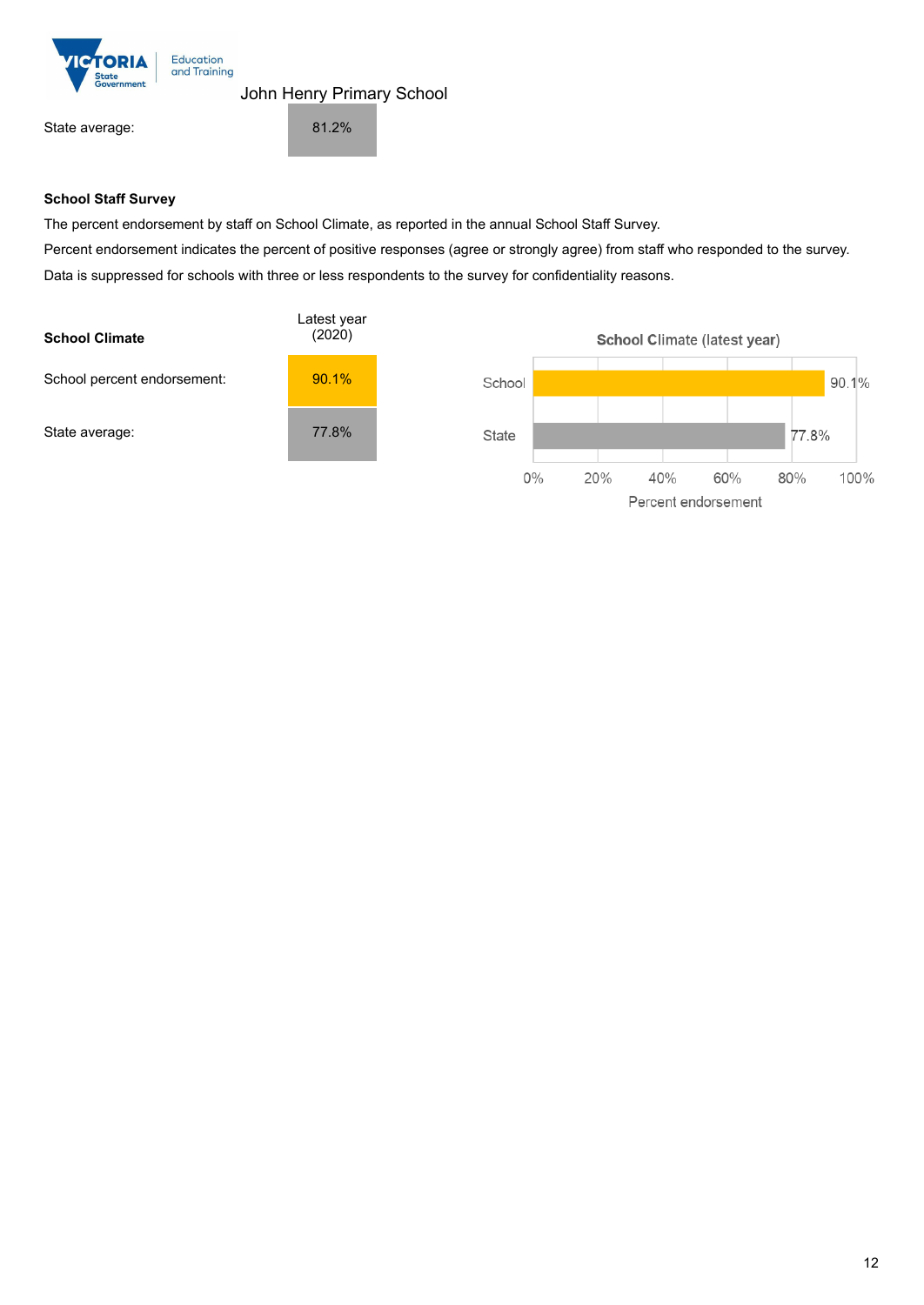John Henry Primary School

| | |
|---|---|
| State average: | 81.2% |

**School Staff Survey**

The percent endorsement by staff on School Climate, as reported in the annual School Staff Survey.

Percent endorsement indicates the percent of positive responses (agree or strongly agree) from staff who responded to the survey.

Data is suppressed for schools with three or less respondents to the survey for confidentiality reasons.

| School Climate | Latest year (2020) |
|---|---|
| School percent endorsement: | 90.1% |
| State average: | 77.8% |

School Climate (latest year)

| | Percent endorsement |
|---|---|
| School | 90.1% |
| State | 77.8% |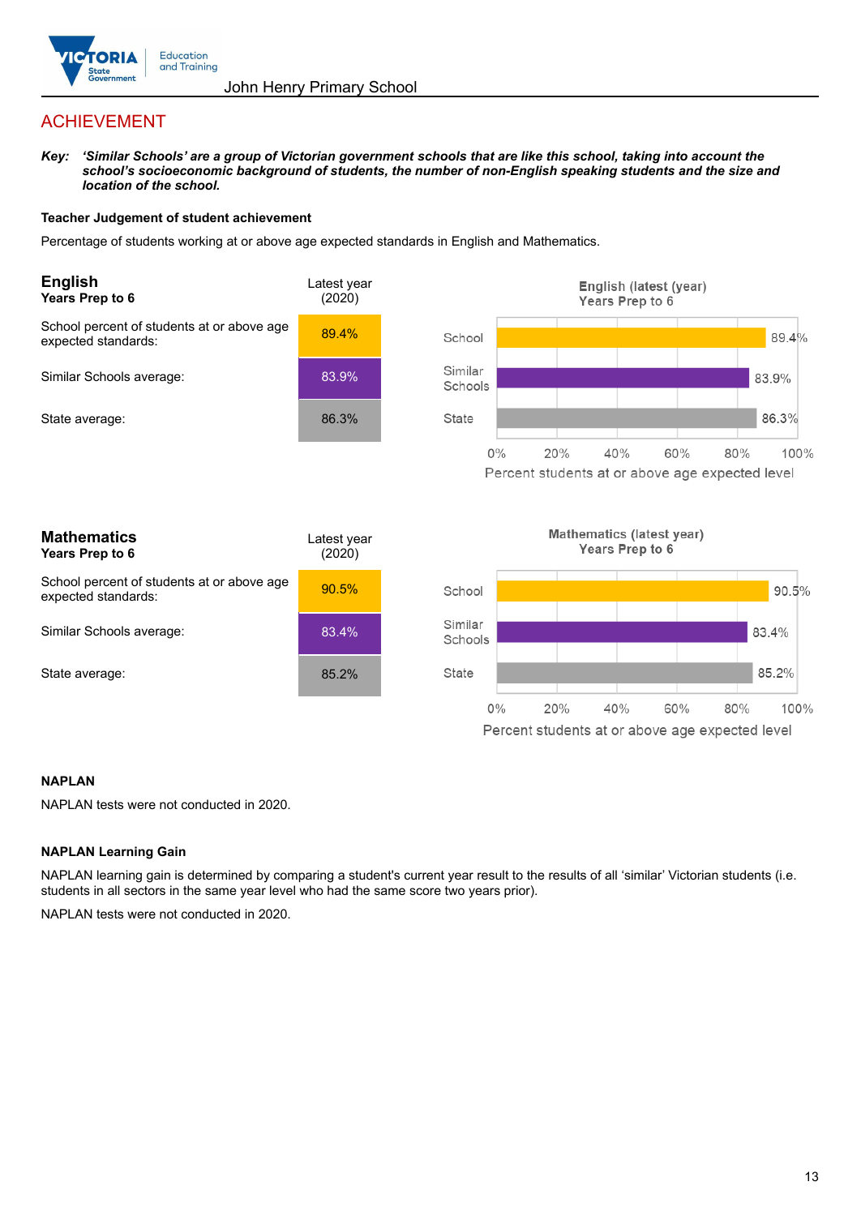## ACHIEVEMENT

***Key:*** ***'Similar Schools' are a group of Victorian government schools that are like this school, taking into account the school's socioeconomic background of students, the number of non-English speaking students and the size and location of the school.***

**Teacher Judgement of student achievement**

Percentage of students working at or above age expected standards in English and Mathematics.

| **English** Years Prep to 6 | Latest year (2020) |
|---|---|
| School percent of students at or above age expected standards: | 89.4% |
| Similar Schools average: | 83.9% |
| State average: | 86.3% |

English (latest (year)
Years Prep to 6

| | Percent students at or above age expected level |
|---|---|
| School | 89.4% |
| Similar Schools | 83.9% |
| State | 86.3% |

| **Mathematics** Years Prep to 6 | Latest year (2020) |
|---|---|
| School percent of students at or above age expected standards: | 90.5% |
| Similar Schools average: | 83.4% |
| State average: | 85.2% |

Mathematics (latest year)
Years Prep to 6

| | Percent students at or above age expected level |
|---|---|
| School | 90.5% |
| Similar Schools | 83.4% |
| State | 85.2% |

**NAPLAN**

NAPLAN tests were not conducted in 2020.

**NAPLAN Learning Gain**

NAPLAN learning gain is determined by comparing a student's current year result to the results of all 'similar' Victorian students (i.e. students in all sectors in the same year level who had the same score two years prior).

NAPLAN tests were not conducted in 2020.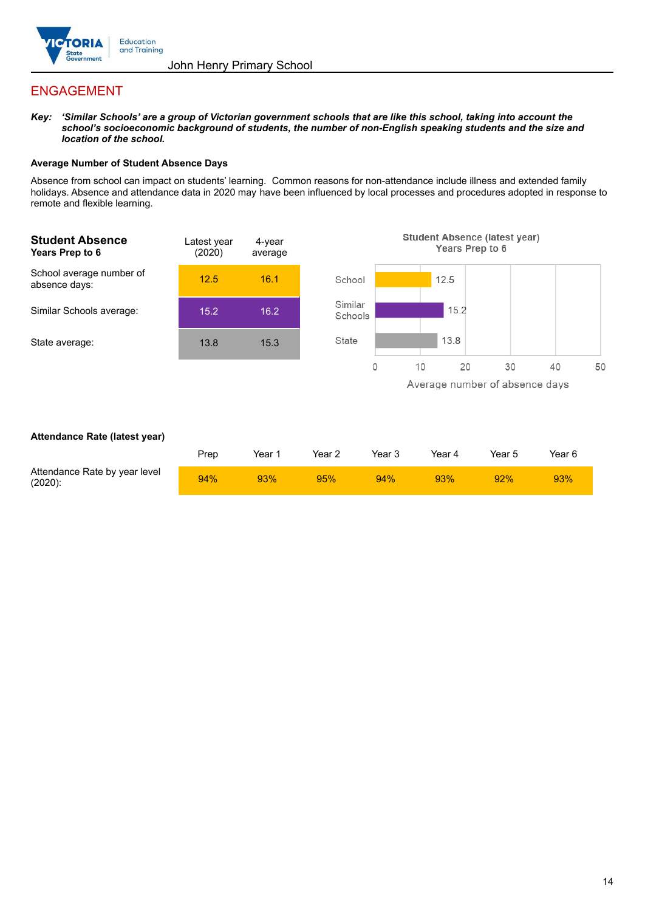# ENGAGEMENT

***Key:** 'Similar Schools' are a group of Victorian government schools that are like this school, taking into account the school's socioeconomic background of students, the number of non-English speaking students and the size and location of the school.*

### Average Number of Student Absence Days

Absence from school can impact on students' learning. Common reasons for non-attendance include illness and extended family holidays. Absence and attendance data in 2020 may have been influenced by local processes and procedures adopted in response to remote and flexible learning.

| **Student Absence**<br>**Years Prep to 6** | Latest year (2020) | 4-year average |
|---|---|---|
| School average number of absence days: | 12.5 | 16.1 |
| Similar Schools average: | 15.2 | 16.2 |
| State average: | 13.8 | 15.3 |

**Student Absence (latest year)**
**Years Prep to 6**

| | Average number of absence days |
|---|---|
| School | 12.5 |
| Similar Schools | 15.2 |
| State | 13.8 |

### Attendance Rate (latest year)

| | Prep | Year 1 | Year 2 | Year 3 | Year 4 | Year 5 | Year 6 |
|---|---|---|---|---|---|---|---|
| Attendance Rate by year level (2020): | 94% | 93% | 95% | 94% | 93% | 92% | 93% |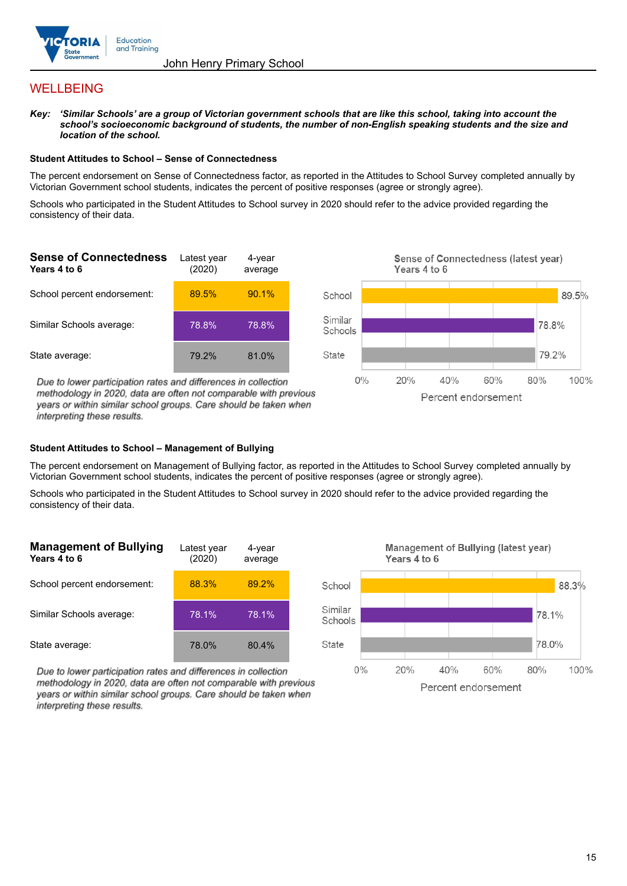John Henry Primary School

## WELLBEING

***Key:*** ***'Similar Schools' are a group of Victorian government schools that are like this school, taking into account the school's socioeconomic background of students, the number of non-English speaking students and the size and location of the school.***

**Student Attitudes to School – Sense of Connectedness**

The percent endorsement on Sense of Connectedness factor, as reported in the Attitudes to School Survey completed annually by Victorian Government school students, indicates the percent of positive responses (agree or strongly agree).

Schools who participated in the Student Attitudes to School survey in 2020 should refer to the advice provided regarding the consistency of their data.

| **Sense of Connectedness**<br>**Years 4 to 6** | Latest year (2020) | 4-year average |
|---|---|---|
| School percent endorsement: | 89.5% | 90.1% |
| Similar Schools average: | 78.8% | 78.8% |
| State average: | 79.2% | 81.0% |

*Due to lower participation rates and differences in collection methodology in 2020, data are often not comparable with previous years or within similar school groups. Care should be taken when interpreting these results.*

**Sense of Connectedness (latest year) Years 4 to 6**

| | Percent endorsement |
|---|---|
| School | 89.5% |
| Similar Schools | 78.8% |
| State | 79.2% |

**Student Attitudes to School – Management of Bullying**

The percent endorsement on Management of Bullying factor, as reported in the Attitudes to School Survey completed annually by Victorian Government school students, indicates the percent of positive responses (agree or strongly agree).

Schools who participated in the Student Attitudes to School survey in 2020 should refer to the advice provided regarding the consistency of their data.

| **Management of Bullying**<br>**Years 4 to 6** | Latest year (2020) | 4-year average |
|---|---|---|
| School percent endorsement: | 88.3% | 89.2% |
| Similar Schools average: | 78.1% | 78.1% |
| State average: | 78.0% | 80.4% |

*Due to lower participation rates and differences in collection methodology in 2020, data are often not comparable with previous years or within similar school groups. Care should be taken when interpreting these results.*

**Management of Bullying (latest year) Years 4 to 6**

| | Percent endorsement |
|---|---|
| School | 88.3% |
| Similar Schools | 78.1% |
| State | 78.0% |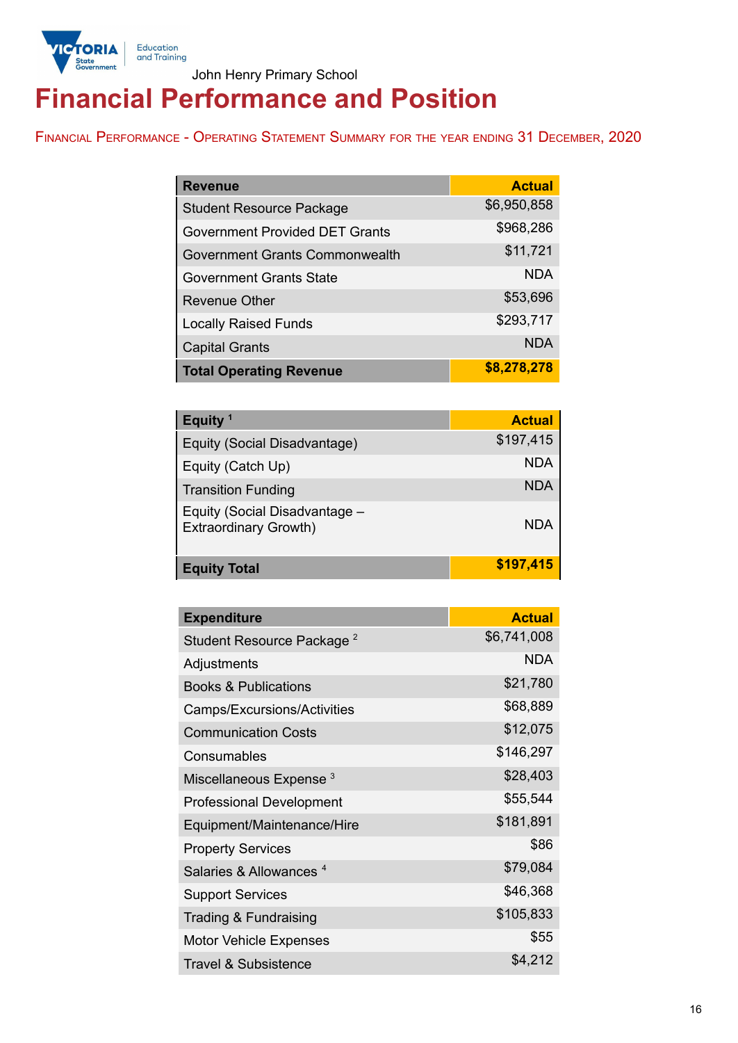John Henry Primary School

# Financial Performance and Position

## Financial Performance - Operating Statement Summary for the year ending 31 December, 2020

| Revenue | Actual |
|---|---|
| Student Resource Package | $6,950,858 |
| Government Provided DET Grants | $968,286 |
| Government Grants Commonwealth | $11,721 |
| Government Grants State | NDA |
| Revenue Other | $53,696 |
| Locally Raised Funds | $293,717 |
| Capital Grants | NDA |
| **Total Operating Revenue** | **$8,278,278** |

| Equity [1] | Actual |
|---|---|
| Equity (Social Disadvantage) | $197,415 |
| Equity (Catch Up) | NDA |
| Transition Funding | NDA |
| Equity (Social Disadvantage – Extraordinary Growth) | NDA |
| **Equity Total** | **$197,415** |

| Expenditure | Actual |
|---|---|
| Student Resource Package [2] | $6,741,008 |
| Adjustments | NDA |
| Books & Publications | $21,780 |
| Camps/Excursions/Activities | $68,889 |
| Communication Costs | $12,075 |
| Consumables | $146,297 |
| Miscellaneous Expense [3] | $28,403 |
| Professional Development | $55,544 |
| Equipment/Maintenance/Hire | $181,891 |
| Property Services | $86 |
| Salaries & Allowances [4] | $79,084 |
| Support Services | $46,368 |
| Trading & Fundraising | $105,833 |
| Motor Vehicle Expenses | $55 |
| Travel & Subsistence | $4,212 |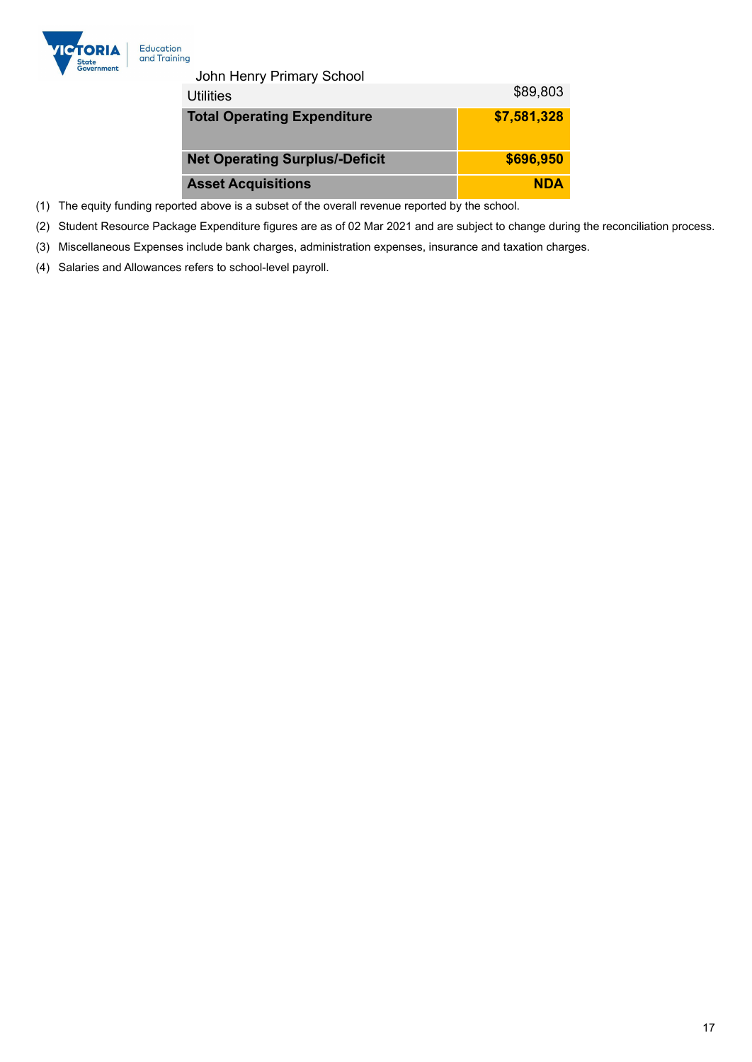John Henry Primary School

| | |
|---|---|
| Utilities | $89,803 |
| **Total Operating Expenditure** | **$7,581,328** |
| **Net Operating Surplus/-Deficit** | **$696,950** |
| **Asset Acquisitions** | **NDA** |

(1) The equity funding reported above is a subset of the overall revenue reported by the school.

(2) Student Resource Package Expenditure figures are as of 02 Mar 2021 and are subject to change during the reconciliation process.

(3) Miscellaneous Expenses include bank charges, administration expenses, insurance and taxation charges.

(4) Salaries and Allowances refers to school-level payroll.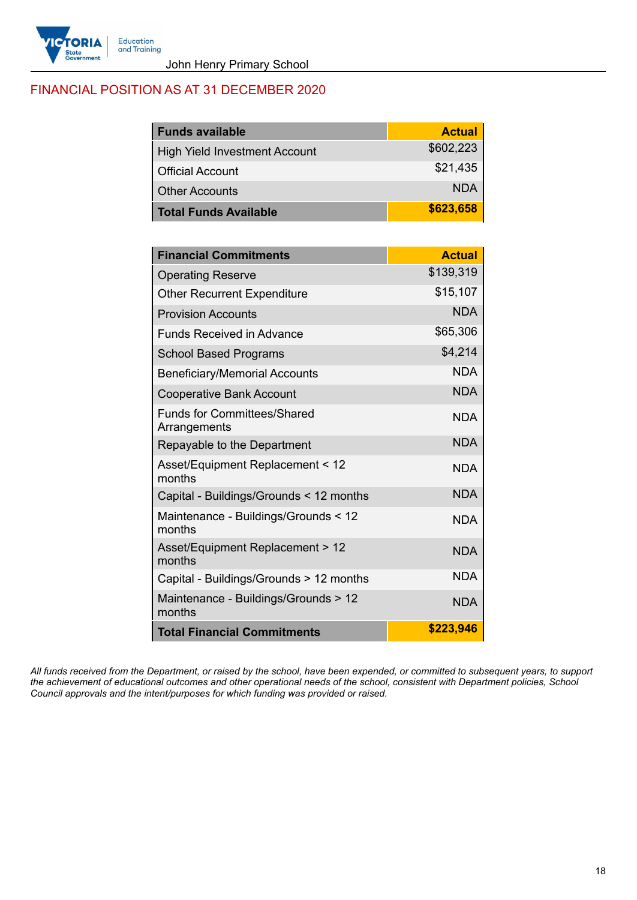## FINANCIAL POSITION AS AT 31 DECEMBER 2020

| Funds available | Actual |
|---|---|
| High Yield Investment Account | $602,223 |
| Official Account | $21,435 |
| Other Accounts | NDA |
| **Total Funds Available** | **$623,658** |

| Financial Commitments | Actual |
|---|---|
| Operating Reserve | $139,319 |
| Other Recurrent Expenditure | $15,107 |
| Provision Accounts | NDA |
| Funds Received in Advance | $65,306 |
| School Based Programs | $4,214 |
| Beneficiary/Memorial Accounts | NDA |
| Cooperative Bank Account | NDA |
| Funds for Committees/Shared Arrangements | NDA |
| Repayable to the Department | NDA |
| Asset/Equipment Replacement < 12 months | NDA |
| Capital - Buildings/Grounds < 12 months | NDA |
| Maintenance - Buildings/Grounds < 12 months | NDA |
| Asset/Equipment Replacement > 12 months | NDA |
| Capital - Buildings/Grounds > 12 months | NDA |
| Maintenance - Buildings/Grounds > 12 months | NDA |
| **Total Financial Commitments** | **$223,946** |

*All funds received from the Department, or raised by the school, have been expended, or committed to subsequent years, to support the achievement of educational outcomes and other operational needs of the school, consistent with Department policies, School Council approvals and the intent/purposes for which funding was provided or raised.*